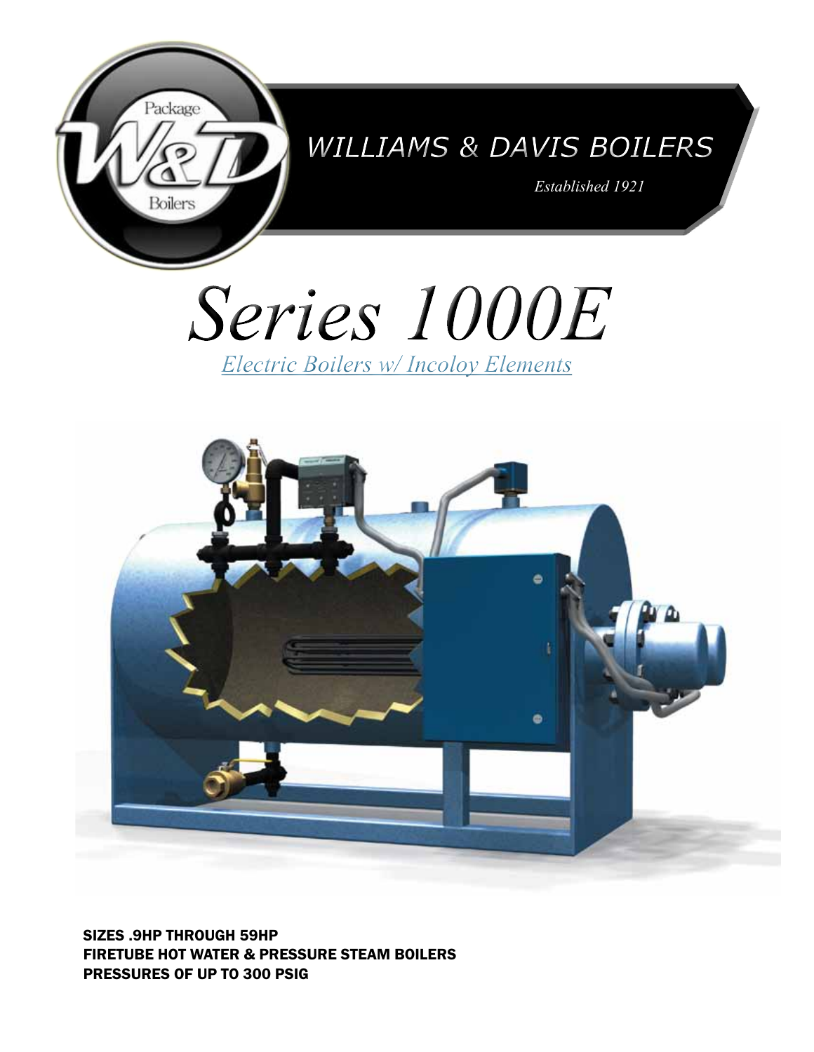Package

W&D

Boilers

WILLIAMS & DAVIS BOILERS

*Established 1921*

# *Series 1000E*

*Electric Boilers w/ Incoloy Elements*

**SIZES .9HP THROUGH 59HP**
**FIRETUBE HOT WATER & PRESSURE STEAM BOILERS**
**PRESSURES OF UP TO 300 PSIG**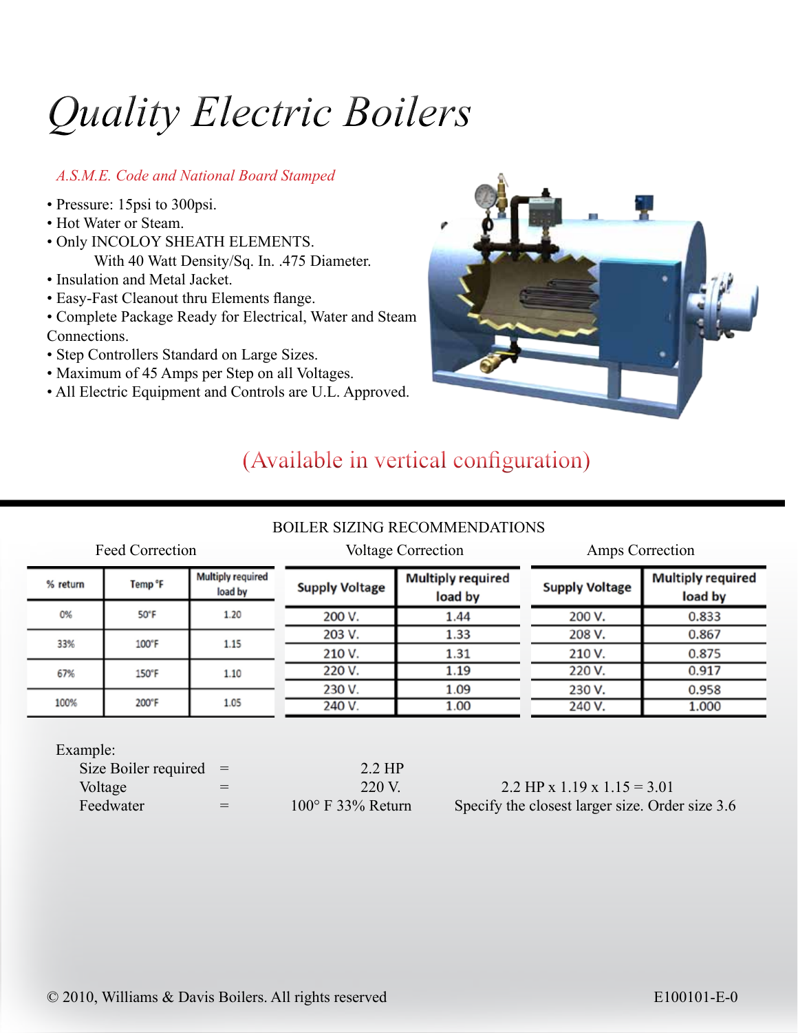৷# Quality Electric Boilers

*A.S.M.E. Code and National Board Stamped*

- Pressure: 15psi to 300psi.
- Hot Water or Steam.
- Only INCOLOY SHEATH ELEMENTS.
  With 40 Watt Density/Sq. In. .475 Diameter.
- Insulation and Metal Jacket.
- Easy-Fast Cleanout thru Elements flange.
- Complete Package Ready for Electrical, Water and Steam Connections.
- Step Controllers Standard on Large Sizes.
- Maximum of 45 Amps per Step on all Voltages.
- All Electric Equipment and Controls are U.L. Approved.

(Available in vertical configuration)

## BOILER SIZING RECOMMENDATIONS

**Feed Correction**

| % return | Temp °F | Multiply required load by |
|---|---|---|
| 0% | 50°F | 1.20 |
| 33% | 100°F | 1.15 |
| 67% | 150°F | 1.10 |
| 100% | 200°F | 1.05 |

**Voltage Correction**

| Supply Voltage | Multiply required load by |
|---|---|
| 200 V. | 1.44 |
| 203 V. | 1.33 |
| 210 V. | 1.31 |
| 220 V. | 1.19 |
| 230 V. | 1.09 |
| 240 V. | 1.00 |

**Amps Correction**

| Supply Voltage | Multiply required load by |
|---|---|
| 200 V. | 0.833 |
| 208 V. | 0.867 |
| 210 V. | 0.875 |
| 220 V. | 0.917 |
| 230 V. | 0.958 |
| 240 V. | 1.000 |

Example:

| | | | |
|---|---|---|---|
| Size Boiler required | = | 2.2 HP | |
| Voltage | = | 220 V. | 2.2 HP x 1.19 x 1.15 = 3.01 |
| Feedwater | = | 100° F 33% Return | Specify the closest larger size. Order size 3.6 |

© 2010, Williams & Davis Boilers. All rights reserved E100101-E-0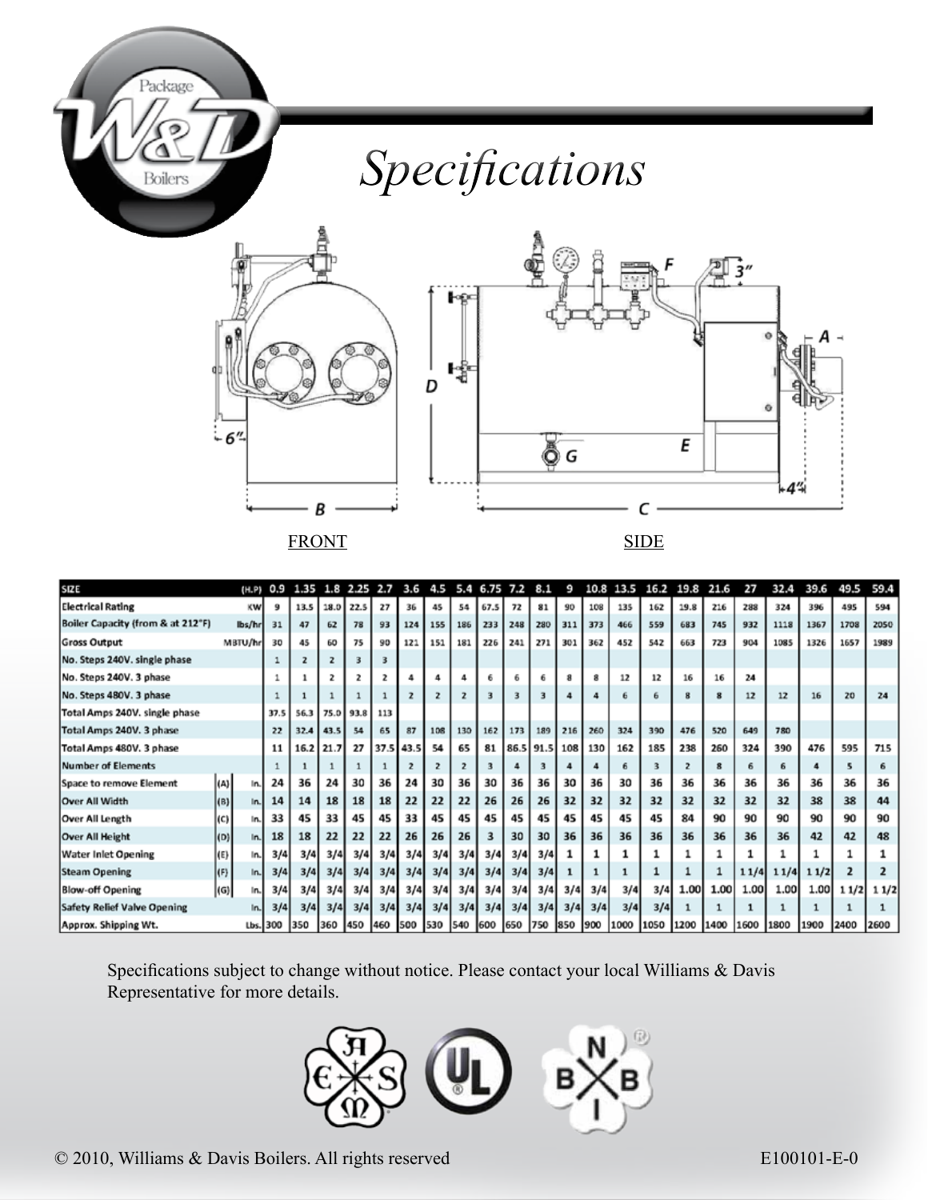# Specifications

FRONT

SIDE

| SIZE | | (H.P) | 0.9 | 1.35 | 1.8 | 2.25 | 2.7 | 3.6 | 4.5 | 5.4 | 6.75 | 7.2 | 8.1 | 9 | 10.8 | 13.5 | 16.2 | 19.8 | 21.6 | 27 | 32.4 | 39.6 | 49.5 | 59.4 |
|---|---|---|---|---|---|---|---|---|---|---|---|---|---|---|---|---|---|---|---|---|---|---|---|---|
| Electrical Rating | | KW | 9 | 13.5 | 18.0 | 22.5 | 27 | 36 | 45 | 54 | 67.5 | 72 | 81 | 90 | 108 | 135 | 162 | 19.8 | 216 | 288 | 324 | 396 | 495 | 594 |
| Boiler Capacity (from & at 212°F) | | lbs/hr | 31 | 47 | 62 | 78 | 93 | 124 | 155 | 186 | 233 | 248 | 280 | 311 | 373 | 466 | 559 | 683 | 745 | 932 | 1118 | 1367 | 1708 | 2050 |
| Gross Output | | MBTU/hr | 30 | 45 | 60 | 75 | 90 | 121 | 151 | 181 | 226 | 241 | 271 | 301 | 362 | 452 | 542 | 663 | 723 | 904 | 1085 | 1326 | 1657 | 1989 |
| No. Steps 240V. single phase | | | 1 | 2 | 2 | 3 | 3 | | | | | | | | | | | | | | | | | |
| No. Steps 240V. 3 phase | | | 1 | 1 | 2 | 2 | 2 | 4 | 4 | 4 | 6 | 6 | 6 | 8 | 8 | 12 | 12 | 16 | 16 | 24 | | | | |
| No. Steps 480V. 3 phase | | | 1 | 1 | 1 | 1 | 1 | 2 | 2 | 2 | 3 | 3 | 3 | 4 | 4 | 6 | 6 | 8 | 8 | 12 | 12 | 16 | 20 | 24 |
| Total Amps 240V. single phase | | | 37.5 | 56.3 | 75.0 | 93.8 | 113 | | | | | | | | | | | | | | | | | |
| Total Amps 240V. 3 phase | | | 22 | 32.4 | 43.5 | 54 | 65 | 87 | 108 | 130 | 162 | 173 | 189 | 216 | 260 | 324 | 390 | 476 | 520 | 649 | 780 | | | |
| Total Amps 480V. 3 phase | | | 11 | 16.2 | 21.7 | 27 | 37.5 | 43.5 | 54 | 65 | 81 | 86.5 | 91.5 | 108 | 130 | 162 | 185 | 238 | 260 | 324 | 390 | 476 | 595 | 715 |
| Number of Elements | | | 1 | 1 | 1 | 1 | 1 | 2 | 2 | 2 | 3 | 4 | 3 | 4 | 4 | 6 | 3 | 2 | 8 | 6 | 6 | 4 | 5 | 6 |
| Space to remove Element | (A) | In. | 24 | 36 | 24 | 30 | 36 | 24 | 30 | 36 | 30 | 36 | 36 | 30 | 36 | 30 | 36 | 36 | 36 | 36 | 36 | 36 | 36 | 36 |
| Over All Width | (B) | In. | 14 | 14 | 18 | 18 | 18 | 22 | 22 | 22 | 26 | 26 | 26 | 32 | 32 | 32 | 32 | 32 | 32 | 32 | 32 | 38 | 38 | 44 |
| Over All Length | (C) | In. | 33 | 45 | 33 | 45 | 45 | 33 | 45 | 45 | 45 | 45 | 45 | 45 | 45 | 45 | 45 | 84 | 90 | 90 | 90 | 90 | 90 | 90 |
| Over All Height | (D) | In. | 18 | 18 | 22 | 22 | 22 | 26 | 26 | 26 | 30 | 30 | 30 | 36 | 36 | 36 | 36 | 36 | 36 | 36 | 36 | 42 | 42 | 48 |
| Water Inlet Opening | (E) | In. | 3/4 | 3/4 | 3/4 | 3/4 | 3/4 | 3/4 | 3/4 | 3/4 | 3/4 | 3/4 | 3/4 | 1 | 1 | 1 | 1 | 1 | 1 | 1 | 1 | 1 | 1 | 1 |
| Steam Opening | (F) | In. | 3/4 | 3/4 | 3/4 | 3/4 | 3/4 | 3/4 | 3/4 | 3/4 | 3/4 | 3/4 | 3/4 | 1 | 1 | 1 | 1 | 1 | 1 | 1 1/4 | 1 1/4 | 1 1/2 | 2 | 2 |
| Blow-off Opening | (G) | In. | 3/4 | 3/4 | 3/4 | 3/4 | 3/4 | 3/4 | 3/4 | 3/4 | 3/4 | 3/4 | 3/4 | 3/4 | 3/4 | 3/4 | 3/4 | 1.00 | 1.00 | 1.00 | 1.00 | 1.00 | 1 1/2 | 1 1/2 |
| Safety Relief Valve Opening | | In. | 3/4 | 3/4 | 3/4 | 3/4 | 3/4 | 3/4 | 3/4 | 3/4 | 3/4 | 3/4 | 3/4 | 3/4 | 3/4 | 3/4 | 3/4 | 1 | 1 | 1 | 1 | 1 | 1 | 1 |
| Approx. Shipping Wt. | | Lbs. | 300 | 350 | 360 | 450 | 460 | 500 | 530 | 540 | 600 | 650 | 750 | 850 | 900 | 1000 | 1050 | 1200 | 1400 | 1600 | 1800 | 1900 | 2400 | 2600 |

Specifications subject to change without notice. Please contact your local Williams & Davis Representative for more details.

© 2010, Williams & Davis Boilers. All rights reserved

E100101-E-0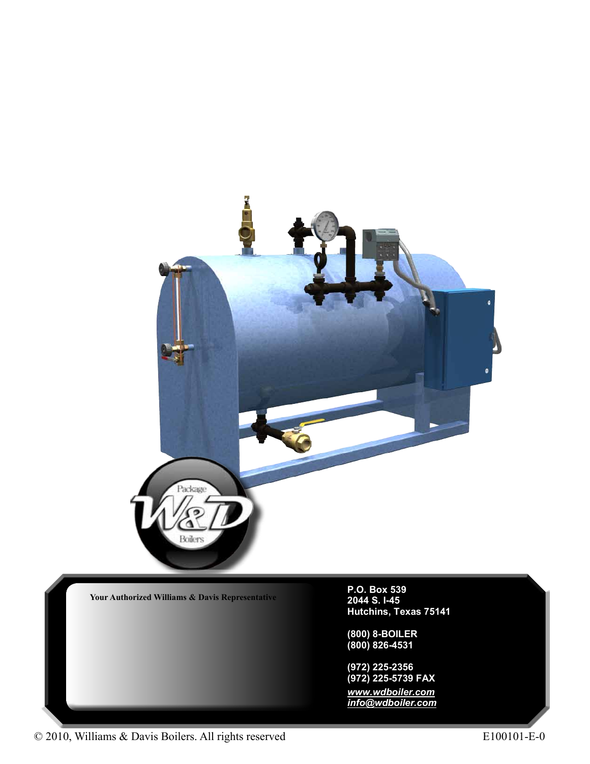Your Authorized Williams & Davis Representative

**P.O. Box 539**
**2044 S. I-45**
**Hutchins, Texas 75141**

**(800) 8-BOILER**
**(800) 826-4531**

**(972) 225-2356**
**(972) 225-5739 FAX**

***www.wdboiler.com***
***info@wdboiler.com***

© 2010, Williams & Davis Boilers. All rights reserved

E100101-E-0